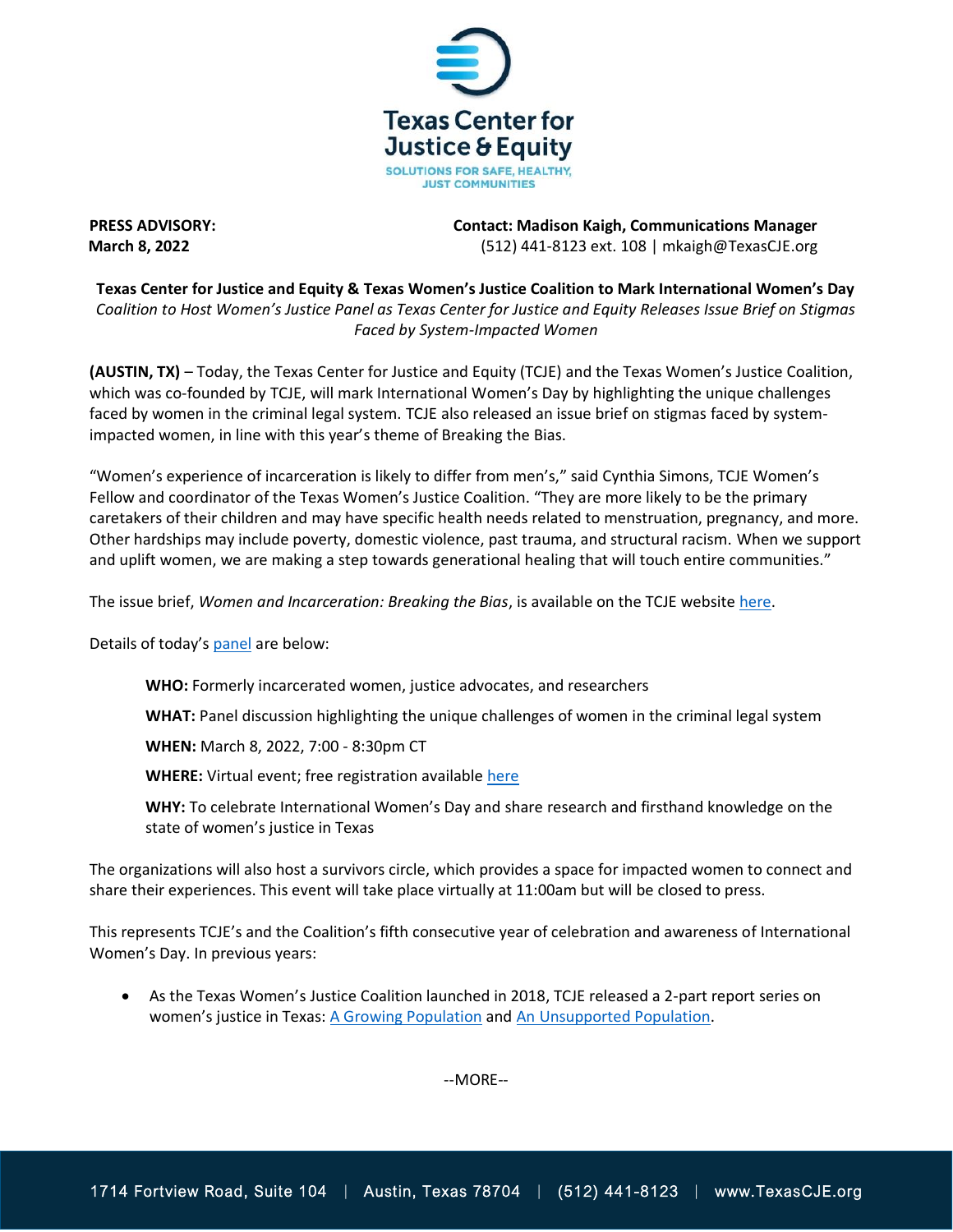Texas Center for Justice & Equity

SOLUTIONS FOR SAFE, HEALTHY, JUST COMMUNITIES

**PRESS ADVISORY:**
**March 8, 2022**

**Contact: Madison Kaigh, Communications Manager**
(512) 441-8123 ext. 108 | mkaigh@TexasCJE.org

**Texas Center for Justice and Equity & Texas Women's Justice Coalition to Mark International Women's Day**

*Coalition to Host Women's Justice Panel as Texas Center for Justice and Equity Releases Issue Brief on Stigmas Faced by System-Impacted Women*

**(AUSTIN, TX)** – Today, the Texas Center for Justice and Equity (TCJE) and the Texas Women's Justice Coalition, which was co-founded by TCJE, will mark International Women's Day by highlighting the unique challenges faced by women in the criminal legal system. TCJE also released an issue brief on stigmas faced by system-impacted women, in line with this year's theme of Breaking the Bias.

"Women's experience of incarceration is likely to differ from men's," said Cynthia Simons, TCJE Women's Fellow and coordinator of the Texas Women's Justice Coalition. "They are more likely to be the primary caretakers of their children and may have specific health needs related to menstruation, pregnancy, and more. Other hardships may include poverty, domestic violence, past trauma, and structural racism. When we support and uplift women, we are making a step towards generational healing that will touch entire communities."

The issue brief, *Women and Incarceration: Breaking the Bias*, is available on the TCJE website here.

Details of today's panel are below:

**WHO:** Formerly incarcerated women, justice advocates, and researchers

**WHAT:** Panel discussion highlighting the unique challenges of women in the criminal legal system

**WHEN:** March 8, 2022, 7:00 - 8:30pm CT

**WHERE:** Virtual event; free registration available here

**WHY:** To celebrate International Women's Day and share research and firsthand knowledge on the state of women's justice in Texas

The organizations will also host a survivors circle, which provides a space for impacted women to connect and share their experiences. This event will take place virtually at 11:00am but will be closed to press.

This represents TCJE's and the Coalition's fifth consecutive year of celebration and awareness of International Women's Day. In previous years:

- As the Texas Women's Justice Coalition launched in 2018, TCJE released a 2-part report series on women's justice in Texas: A Growing Population and An Unsupported Population.

--MORE--

1714 Fortview Road, Suite 104 | Austin, Texas 78704 | (512) 441-8123 | www.TexasCJE.org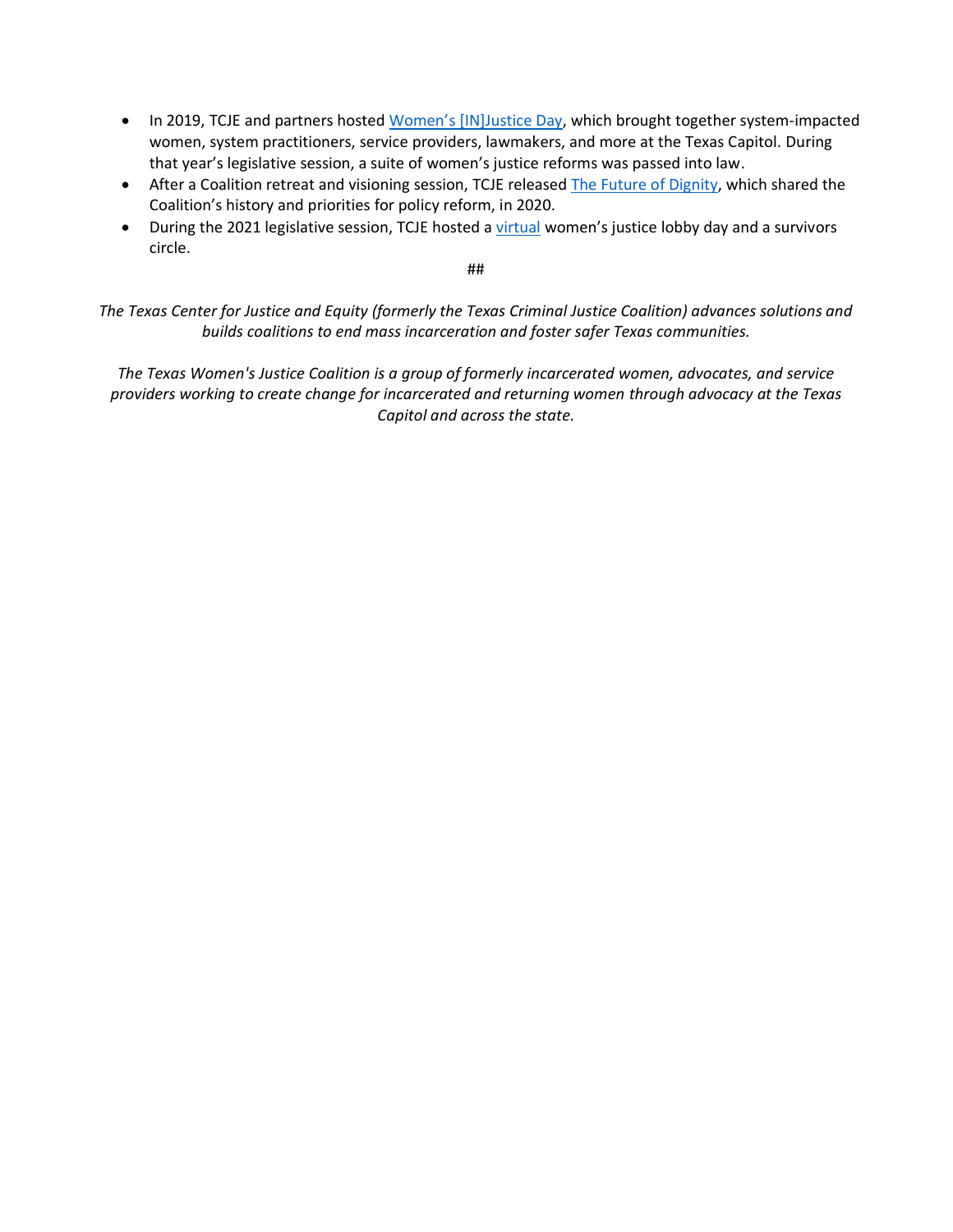- In 2019, TCJE and partners hosted Women's [IN]Justice Day, which brought together system-impacted women, system practitioners, service providers, lawmakers, and more at the Texas Capitol. During that year's legislative session, a suite of women's justice reforms was passed into law.
- After a Coalition retreat and visioning session, TCJE released The Future of Dignity, which shared the Coalition's history and priorities for policy reform, in 2020.
- During the 2021 legislative session, TCJE hosted a virtual women's justice lobby day and a survivors circle.

##

*The Texas Center for Justice and Equity (formerly the Texas Criminal Justice Coalition) advances solutions and builds coalitions to end mass incarceration and foster safer Texas communities.*

*The Texas Women's Justice Coalition is a group of formerly incarcerated women, advocates, and service providers working to create change for incarcerated and returning women through advocacy at the Texas Capitol and across the state.*